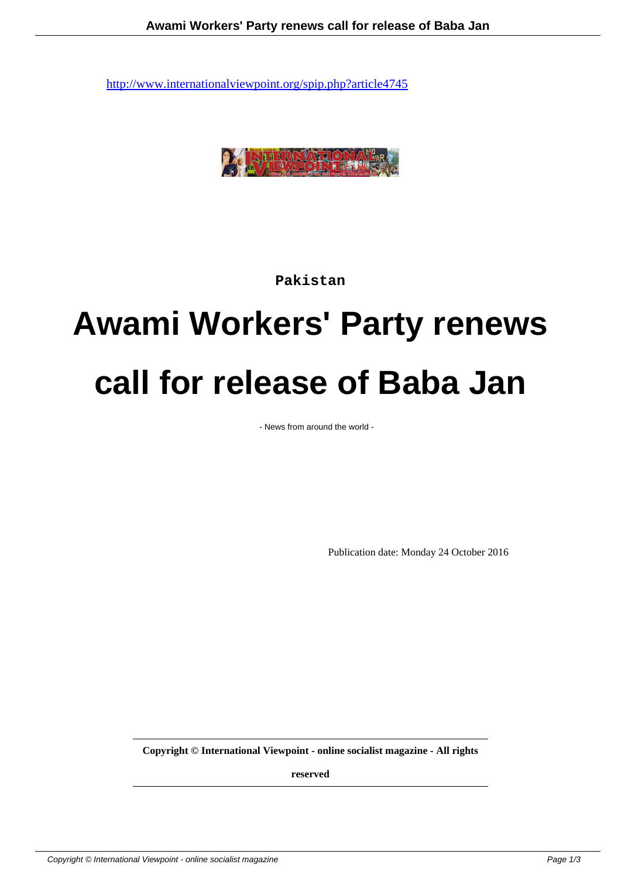http://www.internationalviewpoint.org/spip.php?article4745

Pakistan

# Awami Workers' Party renews call for release of Baba Jan

- News from around the world -

Publication date: Monday 24 October 2016

**Copyright © International Viewpoint - online socialist magazine - All rights reserved**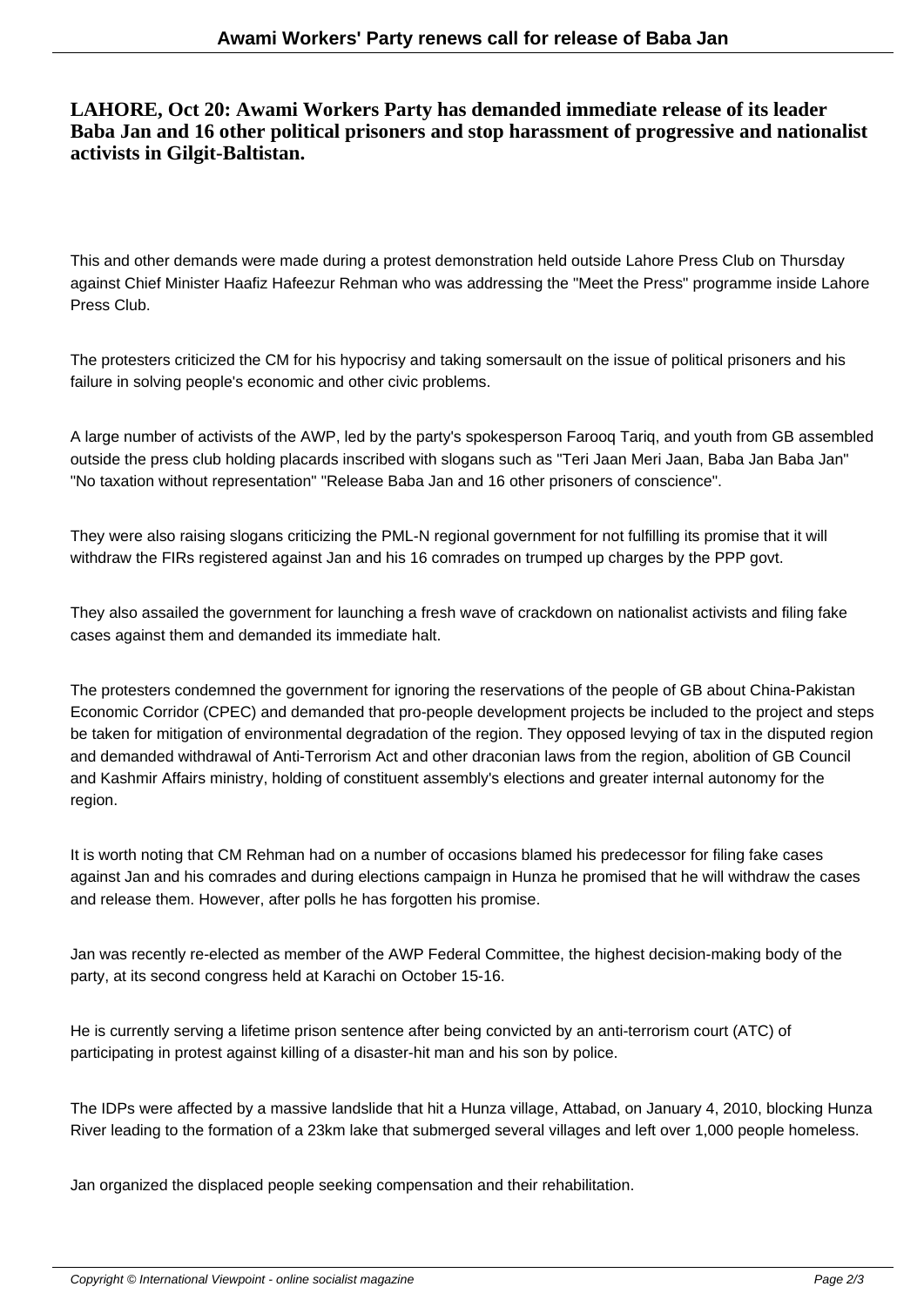**LAHORE, Oct 20: Awami Workers Party has demanded immediate release of its leader Baba Jan and 16 other political prisoners and stop harassment of progressive and nationalist activists in Gilgit-Baltistan.**

This and other demands were made during a protest demonstration held outside Lahore Press Club on Thursday against Chief Minister Haafiz Hafeezur Rehman who was addressing the "Meet the Press" programme inside Lahore Press Club.

The protesters criticized the CM for his hypocrisy and taking somersault on the issue of political prisoners and his failure in solving people's economic and other civic problems.

A large number of activists of the AWP, led by the party's spokesperson Farooq Tariq, and youth from GB assembled outside the press club holding placards inscribed with slogans such as "Teri Jaan Meri Jaan, Baba Jan Baba Jan" "No taxation without representation" "Release Baba Jan and 16 other prisoners of conscience".

They were also raising slogans criticizing the PML-N regional government for not fulfilling its promise that it will withdraw the FIRs registered against Jan and his 16 comrades on trumped up charges by the PPP govt.

They also assailed the government for launching a fresh wave of crackdown on nationalist activists and filing fake cases against them and demanded its immediate halt.

The protesters condemned the government for ignoring the reservations of the people of GB about China-Pakistan Economic Corridor (CPEC) and demanded that pro-people development projects be included to the project and steps be taken for mitigation of environmental degradation of the region. They opposed levying of tax in the disputed region and demanded withdrawal of Anti-Terrorism Act and other draconian laws from the region, abolition of GB Council and Kashmir Affairs ministry, holding of constituent assembly's elections and greater internal autonomy for the region.

It is worth noting that CM Rehman had on a number of occasions blamed his predecessor for filing fake cases against Jan and his comrades and during elections campaign in Hunza he promised that he will withdraw the cases and release them. However, after polls he has forgotten his promise.

Jan was recently re-elected as member of the AWP Federal Committee, the highest decision-making body of the party, at its second congress held at Karachi on October 15-16.

He is currently serving a lifetime prison sentence after being convicted by an anti-terrorism court (ATC) of participating in protest against killing of a disaster-hit man and his son by police.

The IDPs were affected by a massive landslide that hit a Hunza village, Attabad, on January 4, 2010, blocking Hunza River leading to the formation of a 23km lake that submerged several villages and left over 1,000 people homeless.

Jan organized the displaced people seeking compensation and their rehabilitation.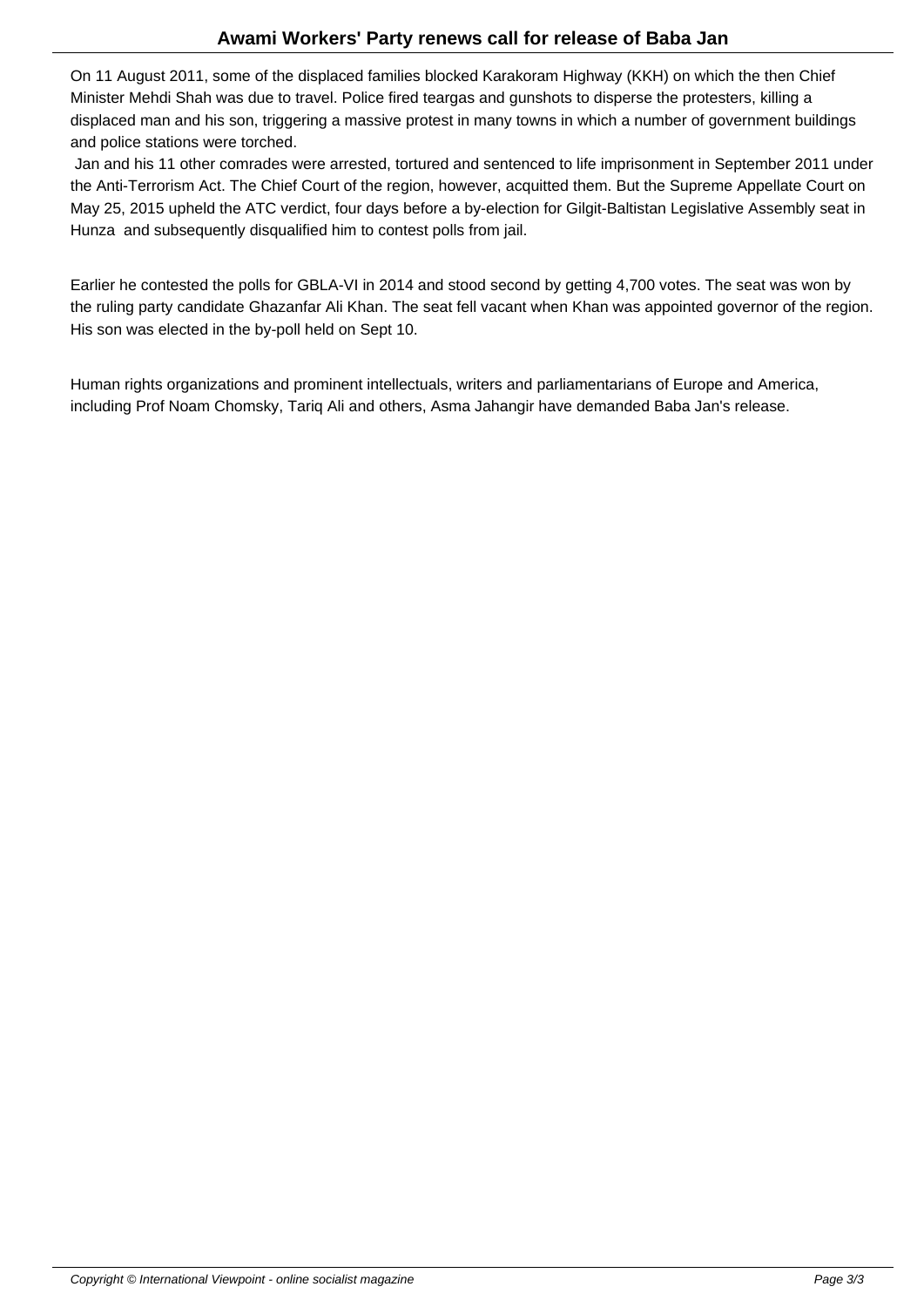On 11 August 2011, some of the displaced families blocked Karakoram Highway (KKH) on which the then Chief Minister Mehdi Shah was due to travel. Police fired teargas and gunshots to disperse the protesters, killing a displaced man and his son, triggering a massive protest in many towns in which a number of government buildings and police stations were torched.

Jan and his 11 other comrades were arrested, tortured and sentenced to life imprisonment in September 2011 under the Anti-Terrorism Act. The Chief Court of the region, however, acquitted them. But the Supreme Appellate Court on May 25, 2015 upheld the ATC verdict, four days before a by-election for Gilgit-Baltistan Legislative Assembly seat in Hunza and subsequently disqualified him to contest polls from jail.

Earlier he contested the polls for GBLA-VI in 2014 and stood second by getting 4,700 votes. The seat was won by the ruling party candidate Ghazanfar Ali Khan. The seat fell vacant when Khan was appointed governor of the region. His son was elected in the by-poll held on Sept 10.

Human rights organizations and prominent intellectuals, writers and parliamentarians of Europe and America, including Prof Noam Chomsky, Tariq Ali and others, Asma Jahangir have demanded Baba Jan's release.